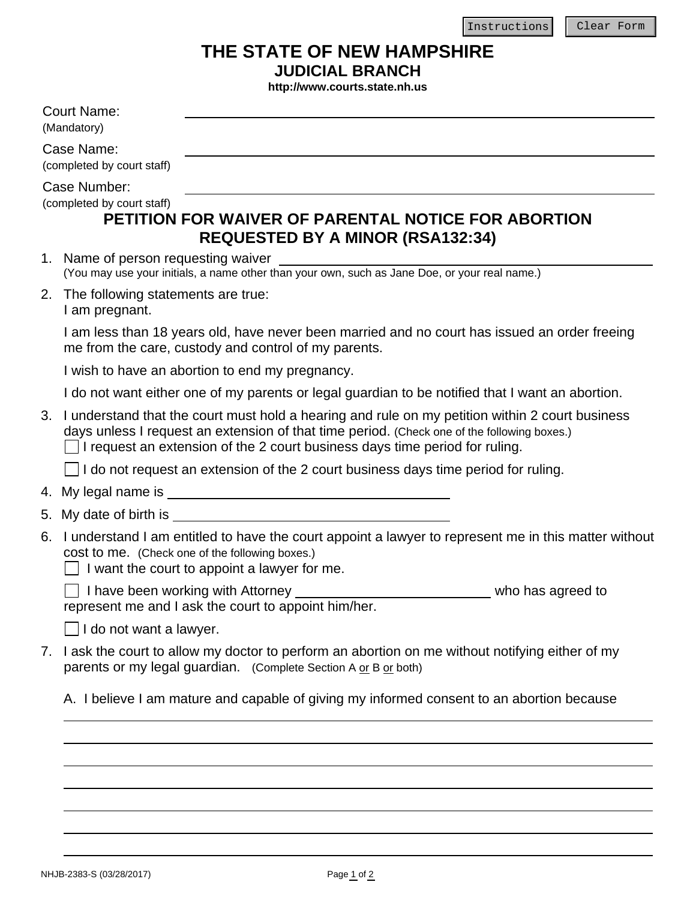# THE STATE OF NEW HAMPSHIRE
## JUDICIAL BRANCH
**http://www.courts.state.nh.us**

Court Name: ______________________________
(Mandatory)

Case Name: ______________________________
(completed by court staff)

Case Number: ______________________________
(completed by court staff)

## PETITION FOR WAIVER OF PARENTAL NOTICE FOR ABORTION REQUESTED BY A MINOR (RSA132:34)

1. Name of person requesting waiver ______________________________
   (You may use your initials, a name other than your own, such as Jane Doe, or your real name.)

2. The following statements are true:
   I am pregnant.

   I am less than 18 years old, have never been married and no court has issued an order freeing me from the care, custody and control of my parents.

   I wish to have an abortion to end my pregnancy.

   I do not want either one of my parents or legal guardian to be notified that I want an abortion.

3. I understand that the court must hold a hearing and rule on my petition within 2 court business days unless I request an extension of that time period. (Check one of the following boxes.)
   - ☐ I request an extension of the 2 court business days time period for ruling.
   - ☐ I do not request an extension of the 2 court business days time period for ruling.

4. My legal name is ______________________________

5. My date of birth is ______________________________

6. I understand I am entitled to have the court appoint a lawyer to represent me in this matter without cost to me. (Check one of the following boxes.)
   - ☐ I want the court to appoint a lawyer for me.
   - ☐ I have been working with Attorney ____________________ who has agreed to represent me and I ask the court to appoint him/her.
   - ☐ I do not want a lawyer.

7. I ask the court to allow my doctor to perform an abortion on me without notifying either of my parents or my legal guardian. (Complete Section A or B or both)

   A. I believe I am mature and capable of giving my informed consent to an abortion because

   ______________________________________________________________________
   ______________________________________________________________________
   ______________________________________________________________________
   ______________________________________________________________________
   ______________________________________________________________________
   ______________________________________________________________________
   ______________________________________________________________________

NHJB-2383-S (03/28/2017)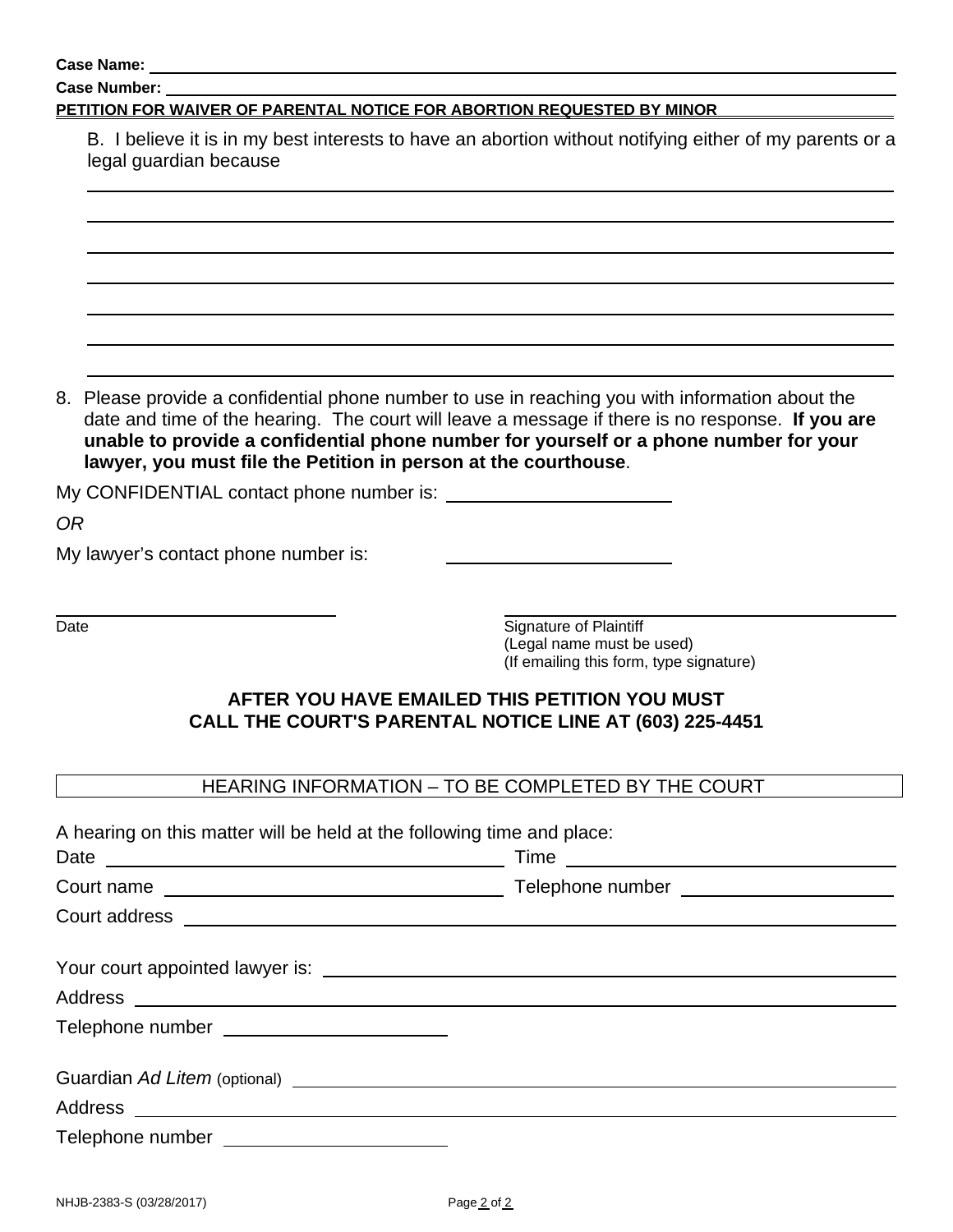**Case Name:** 

**Case Number:** 

**PETITION FOR WAIVER OF PARENTAL NOTICE FOR ABORTION REQUESTED BY MINOR**

B. I believe it is in my best interests to have an abortion without notifying either of my parents or a legal guardian because

_______________________________________________

_______________________________________________

_______________________________________________

_______________________________________________

_______________________________________________

_______________________________________________

_______________________________________________

8. Please provide a confidential phone number to use in reaching you with information about the date and time of the hearing. The court will leave a message if there is no response. **If you are unable to provide a confidential phone number for yourself or a phone number for your lawyer, you must file the Petition in person at the courthouse**.

My CONFIDENTIAL contact phone number is: ____________________

*OR*

My lawyer's contact phone number is: ____________________

____________________
Date

____________________
Signature of Plaintiff
(Legal name must be used)
(If emailing this form, type signature)

**AFTER YOU HAVE EMAILED THIS PETITION YOU MUST CALL THE COURT'S PARENTAL NOTICE LINE AT (603) 225-4451**

HEARING INFORMATION – TO BE COMPLETED BY THE COURT

A hearing on this matter will be held at the following time and place:

Date ____________________ Time ____________________

Court name ____________________ Telephone number ____________________

Court address ____________________

Your court appointed lawyer is: ____________________

Address ____________________

Telephone number ____________________

Guardian *Ad Litem* (optional) ____________________

Address ____________________

Telephone number ____________________

NHJB-2383-S (03/28/2017)